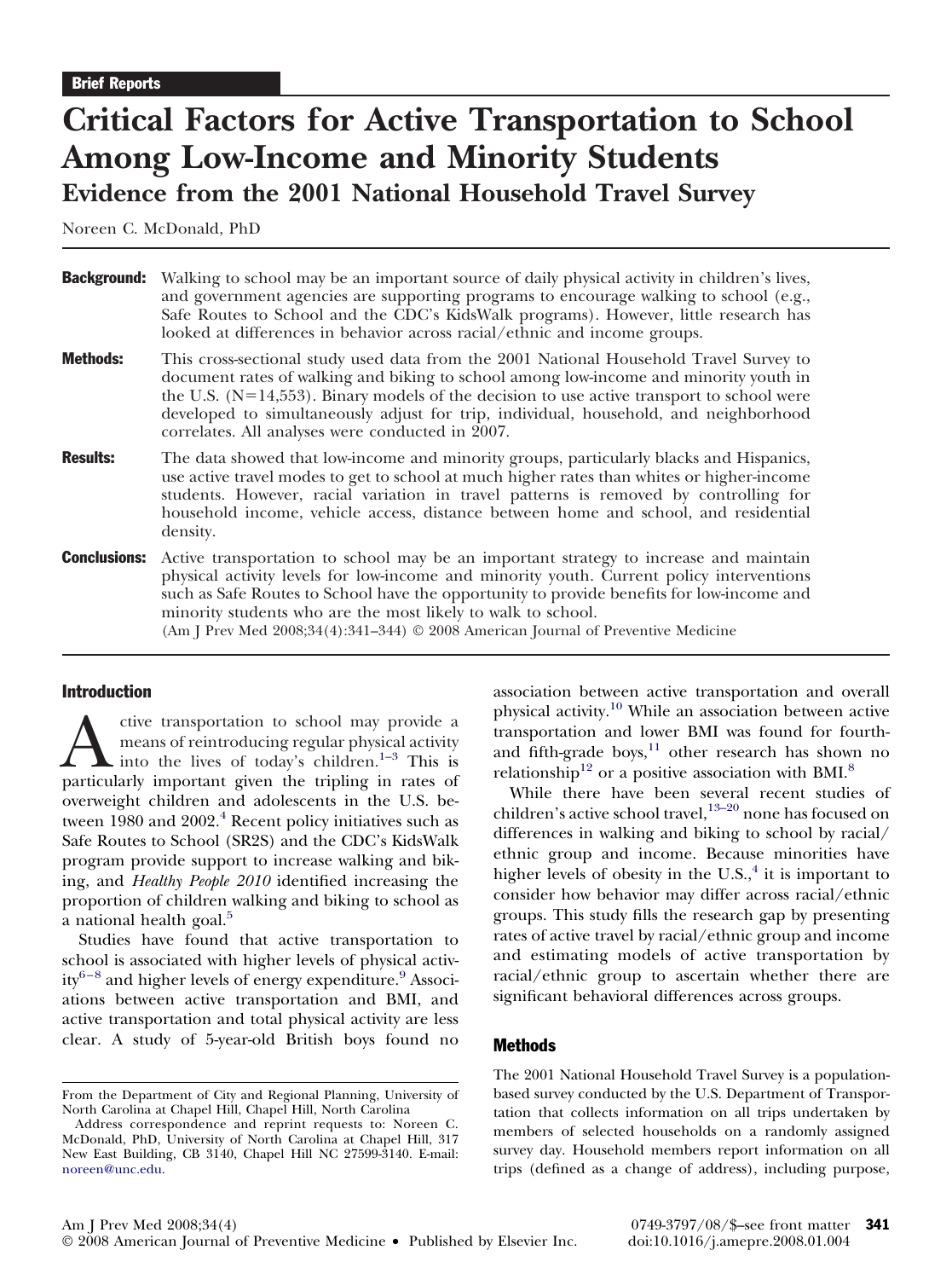Brief Reports

# Critical Factors for Active Transportation to School Among Low-Income and Minority Students

## Evidence from the 2001 National Household Travel Survey

Noreen C. McDonald, PhD

**Background:** Walking to school may be an important source of daily physical activity in children's lives, and government agencies are supporting programs to encourage walking to school (e.g., Safe Routes to School and the CDC's KidsWalk programs). However, little research has looked at differences in behavior across racial/ethnic and income groups.

**Methods:** This cross-sectional study used data from the 2001 National Household Travel Survey to document rates of walking and biking to school among low-income and minority youth in the U.S. (N=14,553). Binary models of the decision to use active transport to school were developed to simultaneously adjust for trip, individual, household, and neighborhood correlates. All analyses were conducted in 2007.

**Results:** The data showed that low-income and minority groups, particularly blacks and Hispanics, use active travel modes to get to school at much higher rates than whites or higher-income students. However, racial variation in travel patterns is removed by controlling for household income, vehicle access, distance between home and school, and residential density.

**Conclusions:** Active transportation to school may be an important strategy to increase and maintain physical activity levels for low-income and minority youth. Current policy interventions such as Safe Routes to School have the opportunity to provide benefits for low-income and minority students who are the most likely to walk to school.

(Am J Prev Med 2008;34(4):341–344) © 2008 American Journal of Preventive Medicine

## Introduction

Active transportation to school may provide a means of reintroducing regular physical activity into the lives of today's children.[1–3] This is particularly important given the tripling in rates of overweight children and adolescents in the U.S. between 1980 and 2002.[4] Recent policy initiatives such as Safe Routes to School (SR2S) and the CDC's KidsWalk program provide support to increase walking and biking, and *Healthy People 2010* identified increasing the proportion of children walking and biking to school as a national health goal.[5]

Studies have found that active transportation to school is associated with higher levels of physical activity[6–8] and higher levels of energy expenditure.[9] Associations between active transportation and BMI, and active transportation and total physical activity are less clear. A study of 5-year-old British boys found no association between active transportation and overall physical activity.[10] While an association between active transportation and lower BMI was found for fourth- and fifth-grade boys,[11] other research has shown no relationship[12] or a positive association with BMI.[8]

While there have been several recent studies of children's active school travel,[13–20] none has focused on differences in walking and biking to school by racial/ethnic group and income. Because minorities have higher levels of obesity in the U.S.,[4] it is important to consider how behavior may differ across racial/ethnic groups. This study fills the research gap by presenting rates of active travel by racial/ethnic group and income and estimating models of active transportation by racial/ethnic group to ascertain whether there are significant behavioral differences across groups.

## Methods

The 2001 National Household Travel Survey is a population-based survey conducted by the U.S. Department of Transportation that collects information on all trips undertaken by members of selected households on a randomly assigned survey day. Household members report information on all trips (defined as a change of address), including purpose,

From the Department of City and Regional Planning, University of North Carolina at Chapel Hill, Chapel Hill, North Carolina

Address correspondence and reprint requests to: Noreen C. McDonald, PhD, University of North Carolina at Chapel Hill, 317 New East Building, CB 3140, Chapel Hill NC 27599-3140. E-mail: noreen@unc.edu.

0749-3797/08/$–see front matter
doi:10.1016/j.amepre.2008.01.004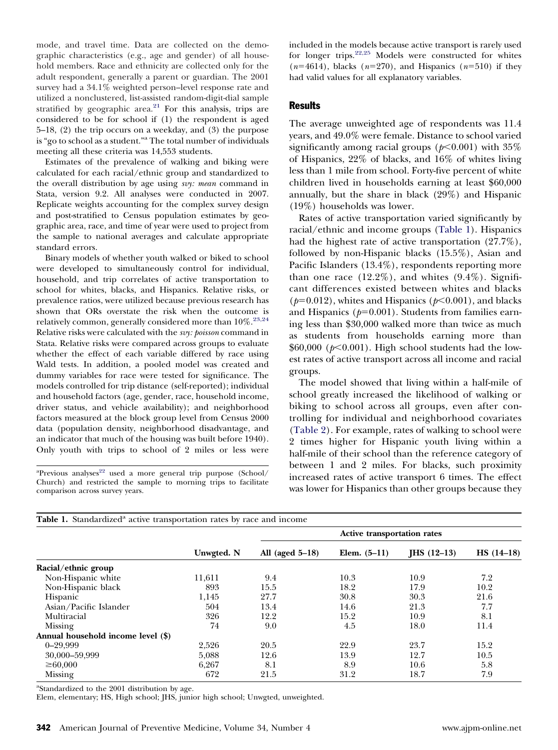mode, and travel time. Data are collected on the demographic characteristics (e.g., age and gender) of all household members. Race and ethnicity are collected only for the adult respondent, generally a parent or guardian. The 2001 survey had a 34.1% weighted person–level response rate and utilized a nonclustered, list-assisted random-digit-dial sample stratified by geographic area.[21] For this analysis, trips are considered to be for school if (1) the respondent is aged 5–18, (2) the trip occurs on a weekday, and (3) the purpose is "go to school as a student."[a] The total number of individuals meeting all these criteria was 14,553 students.

Estimates of the prevalence of walking and biking were calculated for each racial/ethnic group and standardized to the overall distribution by age using *svy: mean* command in Stata, version 9.2. All analyses were conducted in 2007. Replicate weights accounting for the complex survey design and post-stratified to Census population estimates by geographic area, race, and time of year were used to project from the sample to national averages and calculate appropriate standard errors.

Binary models of whether youth walked or biked to school were developed to simultaneously control for individual, household, and trip correlates of active transportation to school for whites, blacks, and Hispanics. Relative risks, or prevalence ratios, were utilized because previous research has shown that ORs overstate the risk when the outcome is relatively common, generally considered more than 10%.[23,24] Relative risks were calculated with the *svy: poisson* command in Stata. Relative risks were compared across groups to evaluate whether the effect of each variable differed by race using Wald tests. In addition, a pooled model was created and dummy variables for race were tested for significance. The models controlled for trip distance (self-reported); individual and household factors (age, gender, race, household income, driver status, and vehicle availability); and neighborhood factors measured at the block group level from Census 2000 data (population density, neighborhood disadvantage, and an indicator that much of the housing was built before 1940). Only youth with trips to school of 2 miles or less were included in the models because active transport is rarely used for longer trips.[22,25] Models were constructed for whites ($n$=4614), blacks ($n$=270), and Hispanics ($n$=510) if they had valid values for all explanatory variables.

[a]Previous analyses[22] used a more general trip purpose (School/Church) and restricted the sample to morning trips to facilitate comparison across survey years.

## Results

The average unweighted age of respondents was 11.4 years, and 49.0% were female. Distance to school varied significantly among racial groups ($p$<0.001) with 35% of Hispanics, 22% of blacks, and 16% of whites living less than 1 mile from school. Forty-five percent of white children lived in households earning at least $60,000 annually, but the share in black (29%) and Hispanic (19%) households was lower.

Rates of active transportation varied significantly by racial/ethnic and income groups (Table 1). Hispanics had the highest rate of active transportation (27.7%), followed by non-Hispanic blacks (15.5%), Asian and Pacific Islanders (13.4%), respondents reporting more than one race (12.2%), and whites (9.4%). Significant differences existed between whites and blacks ($p$=0.012), whites and Hispanics ($p$<0.001), and blacks and Hispanics ($p$=0.001). Students from families earning less than $30,000 walked more than twice as much as students from households earning more than $60,000 ($p$<0.001). High school students had the lowest rates of active transport across all income and racial groups.

The model showed that living within a half-mile of school greatly increased the likelihood of walking or biking to school across all groups, even after controlling for individual and neighborhood covariates (Table 2). For example, rates of walking to school were 2 times higher for Hispanic youth living within a half-mile of their school than the reference category of between 1 and 2 miles. For blacks, such proximity increased rates of active transport 6 times. The effect was lower for Hispanics than other groups because they

**Table 1.** Standardized[a] active transportation rates by race and income

| | Unwgted. N | Active transportation rates | | | |
|---|---|---|---|---|---|
| | | All (aged 5–18) | Elem. (5–11) | JHS (12–13) | HS (14–18) |
| **Racial/ethnic group** | | | | | |
| Non-Hispanic white | 11,611 | 9.4 | 10.3 | 10.9 | 7.2 |
| Non-Hispanic black | 893 | 15.5 | 18.2 | 17.9 | 10.2 |
| Hispanic | 1,145 | 27.7 | 30.8 | 30.3 | 21.6 |
| Asian/Pacific Islander | 504 | 13.4 | 14.6 | 21.3 | 7.7 |
| Multiracial | 326 | 12.2 | 15.2 | 10.9 | 8.1 |
| Missing | 74 | 9.0 | 4.5 | 18.0 | 11.4 |
| **Annual household income level ($)** | | | | | |
| 0–29,999 | 2,526 | 20.5 | 22.9 | 23.7 | 15.2 |
| 30,000–59,999 | 5,088 | 12.6 | 13.9 | 12.7 | 10.5 |
| ≥60,000 | 6,267 | 8.1 | 8.9 | 10.6 | 5.8 |
| Missing | 672 | 21.5 | 31.2 | 18.7 | 7.9 |

[a]Standardized to the 2001 distribution by age.

Elem, elementary; HS, High school; JHS, junior high school; Unwgted, unweighted.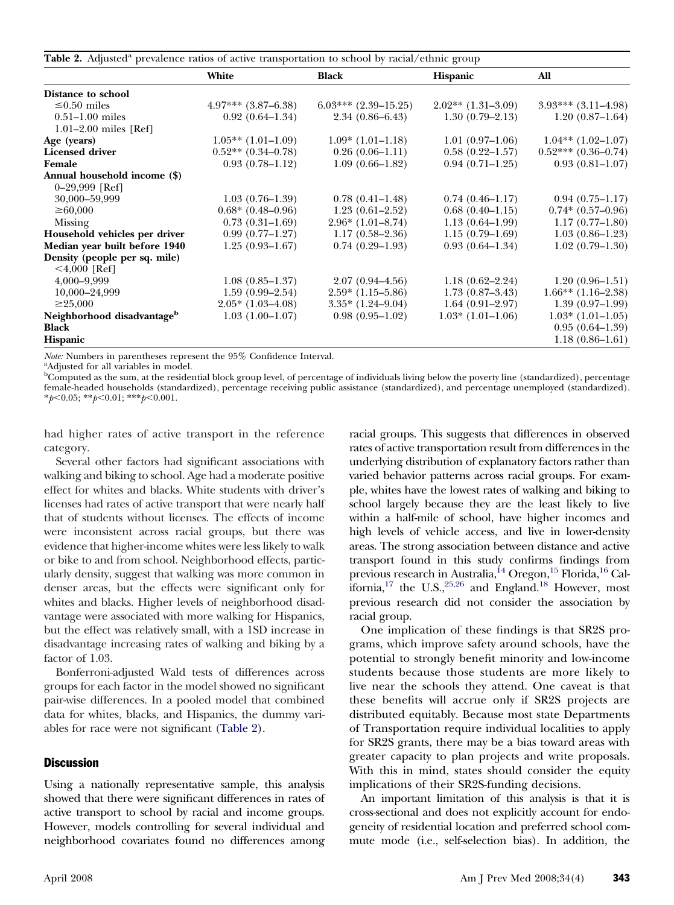**Table 2.** Adjusted[a] prevalence ratios of active transportation to school by racial/ethnic group

| | White | Black | Hispanic | All |
|---|---|---|---|---|
| **Distance to school** | | | | |
| ≤0.50 miles | 4.97*** (3.87–6.38) | 6.03*** (2.39–15.25) | 2.02** (1.31–3.09) | 3.93*** (3.11–4.98) |
| 0.51–1.00 miles | 0.92 (0.64–1.34) | 2.34 (0.86–6.43) | 1.30 (0.79–2.13) | 1.20 (0.87–1.64) |
| 1.01–2.00 miles [Ref] | | | | |
| **Age (years)** | 1.05** (1.01–1.09) | 1.09* (1.01–1.18) | 1.01 (0.97–1.06) | 1.04** (1.02–1.07) |
| **Licensed driver** | 0.52** (0.34–0.78) | 0.26 (0.06–1.11) | 0.58 (0.22–1.57) | 0.52*** (0.36–0.74) |
| **Female** | 0.93 (0.78–1.12) | 1.09 (0.66–1.82) | 0.94 (0.71–1.25) | 0.93 (0.81–1.07) |
| **Annual household income ($)** | | | | |
| 0–29,999 [Ref] | | | | |
| 30,000–59,999 | 1.03 (0.76–1.39) | 0.78 (0.41–1.48) | 0.74 (0.46–1.17) | 0.94 (0.75–1.17) |
| ≥60,000 | 0.68* (0.48–0.96) | 1.23 (0.61–2.52) | 0.68 (0.40–1.15) | 0.74* (0.57–0.96) |
| Missing | 0.73 (0.31–1.69) | 2.96* (1.01–8.74) | 1.13 (0.64–1.99) | 1.17 (0.77–1.80) |
| **Household vehicles per driver** | 0.99 (0.77–1.27) | 1.17 (0.58–2.36) | 1.15 (0.79–1.69) | 1.03 (0.86–1.23) |
| **Median year built before 1940** | 1.25 (0.93–1.67) | 0.74 (0.29–1.93) | 0.93 (0.64–1.34) | 1.02 (0.79–1.30) |
| **Density (people per sq. mile)** | | | | |
| <4,000 [Ref] | | | | |
| 4,000–9,999 | 1.08 (0.85–1.37) | 2.07 (0.94–4.56) | 1.18 (0.62–2.24) | 1.20 (0.96–1.51) |
| 10,000–24,999 | 1.59 (0.99–2.54) | 2.59* (1.15–5.86) | 1.73 (0.87–3.43) | 1.66** (1.16–2.38) |
| ≥25,000 | 2.05* (1.03–4.08) | 3.35* (1.24–9.04) | 1.64 (0.91–2.97) | 1.39 (0.97–1.99) |
| **Neighborhood disadvantage[b]** | 1.03 (1.00–1.07) | 0.98 (0.95–1.02) | 1.03* (1.01–1.06) | 1.03* (1.01–1.05) |
| **Black** | | | | 0.95 (0.64–1.39) |
| **Hispanic** | | | | 1.18 (0.86–1.61) |

*Note:* Numbers in parentheses represent the 95% Confidence Interval.

[a]Adjusted for all variables in model.

[b]Computed as the sum, at the residential block group level, of percentage of individuals living below the poverty line (standardized), percentage female-headed households (standardized), percentage receiving public assistance (standardized), and percentage unemployed (standardized).

*$p<0.05$; **$p<0.01$; ***$p<0.001$.

had higher rates of active transport in the reference category.

Several other factors had significant associations with walking and biking to school. Age had a moderate positive effect for whites and blacks. White students with driver's licenses had rates of active transport that were nearly half that of students without licenses. The effects of income were inconsistent across racial groups, but there was evidence that higher-income whites were less likely to walk or bike to and from school. Neighborhood effects, particularly density, suggest that walking was more common in denser areas, but the effects were significant only for whites and blacks. Higher levels of neighborhood disadvantage were associated with more walking for Hispanics, but the effect was relatively small, with a 1SD increase in disadvantage increasing rates of walking and biking by a factor of 1.03.

Bonferroni-adjusted Wald tests of differences across groups for each factor in the model showed no significant pair-wise differences. In a pooled model that combined data for whites, blacks, and Hispanics, the dummy variables for race were not significant (Table 2).

## Discussion

Using a nationally representative sample, this analysis showed that there were significant differences in rates of active transport to school by racial and income groups. However, models controlling for several individual and neighborhood covariates found no differences among racial groups. This suggests that differences in observed rates of active transportation result from differences in the underlying distribution of explanatory factors rather than varied behavior patterns across racial groups. For example, whites have the lowest rates of walking and biking to school largely because they are the least likely to live within a half-mile of school, have higher incomes and high levels of vehicle access, and live in lower-density areas. The strong association between distance and active transport found in this study confirms findings from previous research in Australia,[14] Oregon,[15] Florida,[16] California,[17] the U.S.,[25,26] and England.[18] However, most previous research did not consider the association by racial group.

One implication of these findings is that SR2S programs, which improve safety around schools, have the potential to strongly benefit minority and low-income students because those students are more likely to live near the schools they attend. One caveat is that these benefits will accrue only if SR2S projects are distributed equitably. Because most state Departments of Transportation require individual localities to apply for SR2S grants, there may be a bias toward areas with greater capacity to plan projects and write proposals. With this in mind, states should consider the equity implications of their SR2S-funding decisions.

An important limitation of this analysis is that it is cross-sectional and does not explicitly account for endogeneity of residential location and preferred school commute mode (i.e., self-selection bias). In addition, the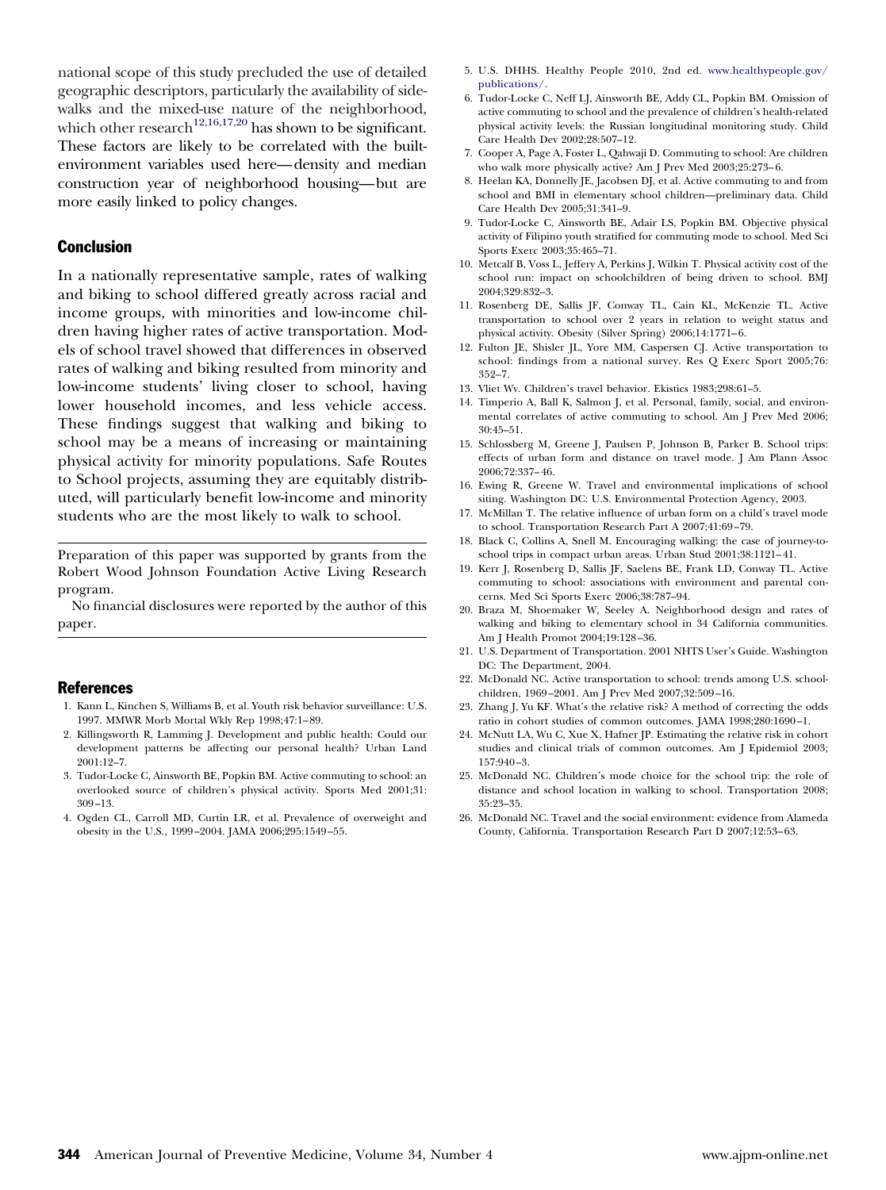national scope of this study precluded the use of detailed geographic descriptors, particularly the availability of sidewalks and the mixed-use nature of the neighborhood, which other research[12,16,17,20] has shown to be significant. These factors are likely to be correlated with the built-environment variables used here—density and median construction year of neighborhood housing—but are more easily linked to policy changes.

## Conclusion

In a nationally representative sample, rates of walking and biking to school differed greatly across racial and income groups, with minorities and low-income children having higher rates of active transportation. Models of school travel showed that differences in observed rates of walking and biking resulted from minority and low-income students' living closer to school, having lower household incomes, and less vehicle access. These findings suggest that walking and biking to school may be a means of increasing or maintaining physical activity for minority populations. Safe Routes to School projects, assuming they are equitably distributed, will particularly benefit low-income and minority students who are the most likely to walk to school.

---

Preparation of this paper was supported by grants from the Robert Wood Johnson Foundation Active Living Research program.

No financial disclosures were reported by the author of this paper.

---

## References

1. Kann L, Kinchen S, Williams B, et al. Youth risk behavior surveillance: U.S. 1997. MMWR Morb Mortal Wkly Rep 1998;47:1–89.
2. Killingsworth R, Lamming J. Development and public health: Could our development patterns be affecting our personal health? Urban Land 2001:12–7.
3. Tudor-Locke C, Ainsworth BE, Popkin BM. Active commuting to school: an overlooked source of children's physical activity. Sports Med 2001;31: 309–13.
4. Ogden CL, Carroll MD, Curtin LR, et al. Prevalence of overweight and obesity in the U.S., 1999–2004. JAMA 2006;295:1549–55.
5. U.S. DHHS. Healthy People 2010, 2nd ed. www.healthypeople.gov/publications/.
6. Tudor-Locke C, Neff LJ, Ainsworth BE, Addy CL, Popkin BM. Omission of active commuting to school and the prevalence of children's health-related physical activity levels: the Russian longitudinal monitoring study. Child Care Health Dev 2002;28:507–12.
7. Cooper A, Page A, Foster L, Qahwaji D. Commuting to school: Are children who walk more physically active? Am J Prev Med 2003;25:273–6.
8. Heelan KA, Donnelly JE, Jacobsen DJ, et al. Active commuting to and from school and BMI in elementary school children—preliminary data. Child Care Health Dev 2005;31:341–9.
9. Tudor-Locke C, Ainsworth BE, Adair LS, Popkin BM. Objective physical activity of Filipino youth stratified for commuting mode to school. Med Sci Sports Exerc 2003;35:465–71.
10. Metcalf B, Voss L, Jeffery A, Perkins J, Wilkin T. Physical activity cost of the school run: impact on schoolchildren of being driven to school. BMJ 2004;329:832–3.
11. Rosenberg DE, Sallis JF, Conway TL, Cain KL, McKenzie TL. Active transportation to school over 2 years in relation to weight status and physical activity. Obesity (Silver Spring) 2006;14:1771–6.
12. Fulton JE, Shisler JL, Yore MM, Caspersen CJ. Active transportation to school: findings from a national survey. Res Q Exerc Sport 2005;76: 352–7.
13. Vliet Wv. Children's travel behavior. Ekistics 1983;298:61–5.
14. Timperio A, Ball K, Salmon J, et al. Personal, family, social, and environmental correlates of active commuting to school. Am J Prev Med 2006; 30:45–51.
15. Schlossberg M, Greene J, Paulsen P, Johnson B, Parker B. School trips: effects of urban form and distance on travel mode. J Am Plann Assoc 2006;72:337–46.
16. Ewing R, Greene W. Travel and environmental implications of school siting. Washington DC: U.S. Environmental Protection Agency, 2003.
17. McMillan T. The relative influence of urban form on a child's travel mode to school. Transportation Research Part A 2007;41:69–79.
18. Black C, Collins A, Snell M. Encouraging walking: the case of journey-to-school trips in compact urban areas. Urban Stud 2001;38:1121–41.
19. Kerr J, Rosenberg D, Sallis JF, Saelens BE, Frank LD, Conway TL. Active commuting to school: associations with environment and parental concerns. Med Sci Sports Exerc 2006;38:787–94.
20. Braza M, Shoemaker W, Seeley A. Neighborhood design and rates of walking and biking to elementary school in 34 California communities. Am J Health Promot 2004;19:128–36.
21. U.S. Department of Transportation. 2001 NHTS User's Guide. Washington DC: The Department, 2004.
22. McDonald NC. Active transportation to school: trends among U.S. schoolchildren, 1969–2001. Am J Prev Med 2007;32:509–16.
23. Zhang J, Yu KF. What's the relative risk? A method of correcting the odds ratio in cohort studies of common outcomes. JAMA 1998;280:1690–1.
24. McNutt LA, Wu C, Xue X, Hafner JP. Estimating the relative risk in cohort studies and clinical trials of common outcomes. Am J Epidemiol 2003; 157:940–3.
25. McDonald NC. Children's mode choice for the school trip: the role of distance and school location in walking to school. Transportation 2008; 35:23–35.
26. McDonald NC. Travel and the social environment: evidence from Alameda County, California. Transportation Research Part D 2007;12:53–63.